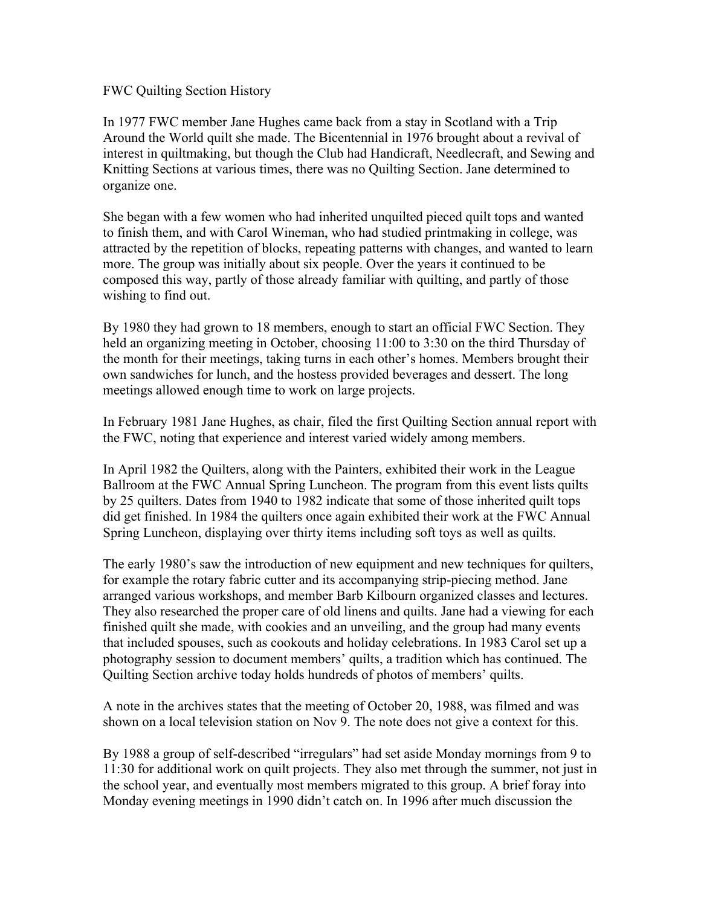# FWC Quilting Section History

In 1977 FWC member Jane Hughes came back from a stay in Scotland with a Trip Around the World quilt she made. The Bicentennial in 1976 brought about a revival of interest in quiltmaking, but though the Club had Handicraft, Needlecraft, and Sewing and Knitting Sections at various times, there was no Quilting Section. Jane determined to organize one.

She began with a few women who had inherited unquilted pieced quilt tops and wanted to finish them, and with Carol Wineman, who had studied printmaking in college, was attracted by the repetition of blocks, repeating patterns with changes, and wanted to learn more. The group was initially about six people. Over the years it continued to be composed this way, partly of those already familiar with quilting, and partly of those wishing to find out.

By 1980 they had grown to 18 members, enough to start an official FWC Section. They held an organizing meeting in October, choosing 11:00 to 3:30 on the third Thursday of the month for their meetings, taking turns in each other's homes. Members brought their own sandwiches for lunch, and the hostess provided beverages and dessert. The long meetings allowed enough time to work on large projects.

In February 1981 Jane Hughes, as chair, filed the first Quilting Section annual report with the FWC, noting that experience and interest varied widely among members.

In April 1982 the Quilters, along with the Painters, exhibited their work in the League Ballroom at the FWC Annual Spring Luncheon. The program from this event lists quilts by 25 quilters. Dates from 1940 to 1982 indicate that some of those inherited quilt tops did get finished. In 1984 the quilters once again exhibited their work at the FWC Annual Spring Luncheon, displaying over thirty items including soft toys as well as quilts.

The early 1980's saw the introduction of new equipment and new techniques for quilters, for example the rotary fabric cutter and its accompanying strip-piecing method. Jane arranged various workshops, and member Barb Kilbourn organized classes and lectures. They also researched the proper care of old linens and quilts. Jane had a viewing for each finished quilt she made, with cookies and an unveiling, and the group had many events that included spouses, such as cookouts and holiday celebrations. In 1983 Carol set up a photography session to document members' quilts, a tradition which has continued. The Quilting Section archive today holds hundreds of photos of members' quilts.

A note in the archives states that the meeting of October 20, 1988, was filmed and was shown on a local television station on Nov 9. The note does not give a context for this.

By 1988 a group of self-described "irregulars" had set aside Monday mornings from 9 to 11:30 for additional work on quilt projects. They also met through the summer, not just in the school year, and eventually most members migrated to this group. A brief foray into Monday evening meetings in 1990 didn't catch on. In 1996 after much discussion the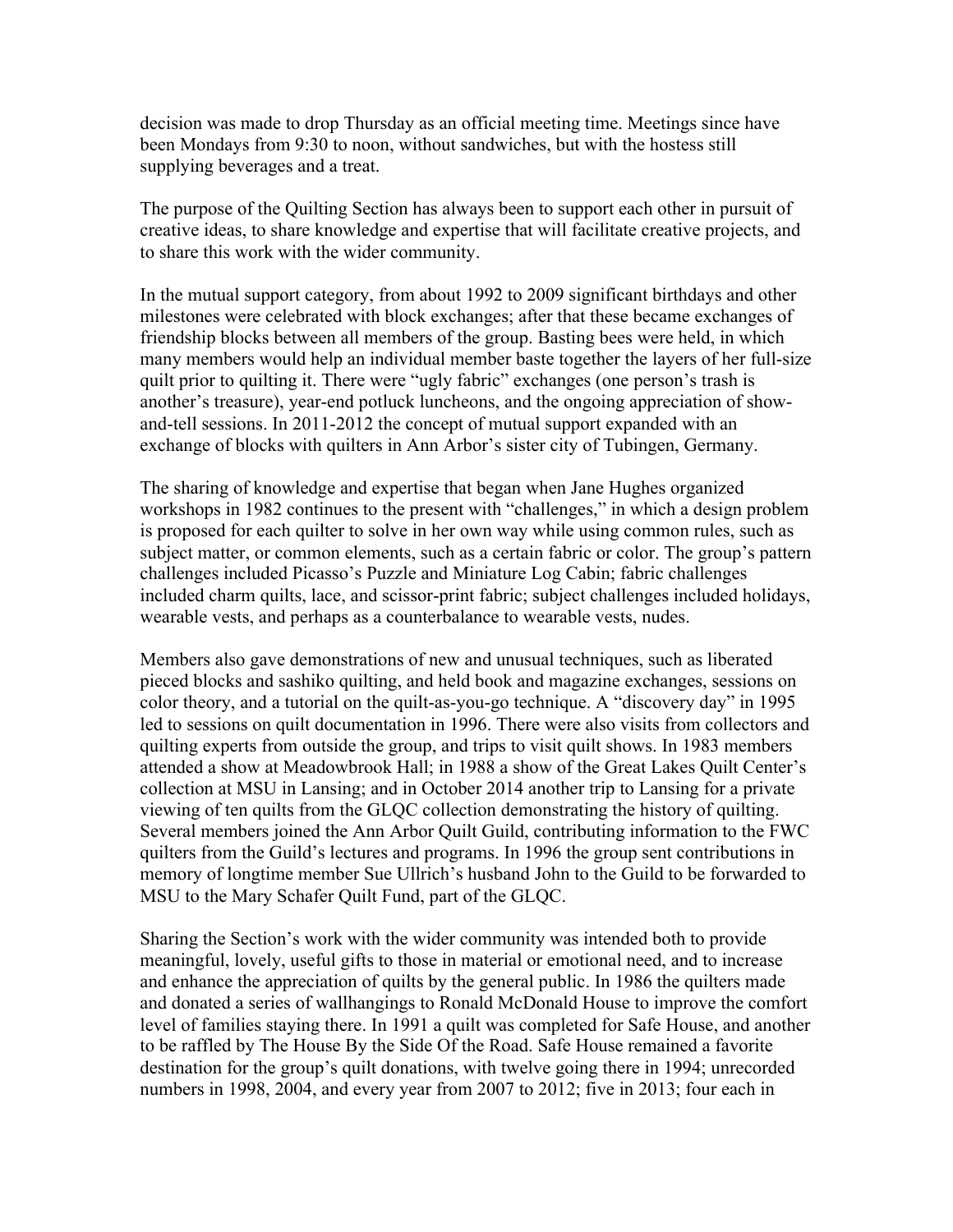decision was made to drop Thursday as an official meeting time. Meetings since have been Mondays from 9:30 to noon, without sandwiches, but with the hostess still supplying beverages and a treat.

The purpose of the Quilting Section has always been to support each other in pursuit of creative ideas, to share knowledge and expertise that will facilitate creative projects, and to share this work with the wider community.

In the mutual support category, from about 1992 to 2009 significant birthdays and other milestones were celebrated with block exchanges; after that these became exchanges of friendship blocks between all members of the group. Basting bees were held, in which many members would help an individual member baste together the layers of her full-size quilt prior to quilting it. There were "ugly fabric" exchanges (one person's trash is another's treasure), year-end potluck luncheons, and the ongoing appreciation of show-and-tell sessions. In 2011-2012 the concept of mutual support expanded with an exchange of blocks with quilters in Ann Arbor's sister city of Tubingen, Germany.

The sharing of knowledge and expertise that began when Jane Hughes organized workshops in 1982 continues to the present with "challenges," in which a design problem is proposed for each quilter to solve in her own way while using common rules, such as subject matter, or common elements, such as a certain fabric or color. The group's pattern challenges included Picasso's Puzzle and Miniature Log Cabin; fabric challenges included charm quilts, lace, and scissor-print fabric; subject challenges included holidays, wearable vests, and perhaps as a counterbalance to wearable vests, nudes.

Members also gave demonstrations of new and unusual techniques, such as liberated pieced blocks and sashiko quilting, and held book and magazine exchanges, sessions on color theory, and a tutorial on the quilt-as-you-go technique. A "discovery day" in 1995 led to sessions on quilt documentation in 1996. There were also visits from collectors and quilting experts from outside the group, and trips to visit quilt shows. In 1983 members attended a show at Meadowbrook Hall; in 1988 a show of the Great Lakes Quilt Center's collection at MSU in Lansing; and in October 2014 another trip to Lansing for a private viewing of ten quilts from the GLQC collection demonstrating the history of quilting. Several members joined the Ann Arbor Quilt Guild, contributing information to the FWC quilters from the Guild's lectures and programs. In 1996 the group sent contributions in memory of longtime member Sue Ullrich's husband John to the Guild to be forwarded to MSU to the Mary Schafer Quilt Fund, part of the GLQC.

Sharing the Section's work with the wider community was intended both to provide meaningful, lovely, useful gifts to those in material or emotional need, and to increase and enhance the appreciation of quilts by the general public. In 1986 the quilters made and donated a series of wallhangings to Ronald McDonald House to improve the comfort level of families staying there. In 1991 a quilt was completed for Safe House, and another to be raffled by The House By the Side Of the Road. Safe House remained a favorite destination for the group's quilt donations, with twelve going there in 1994; unrecorded numbers in 1998, 2004, and every year from 2007 to 2012; five in 2013; four each in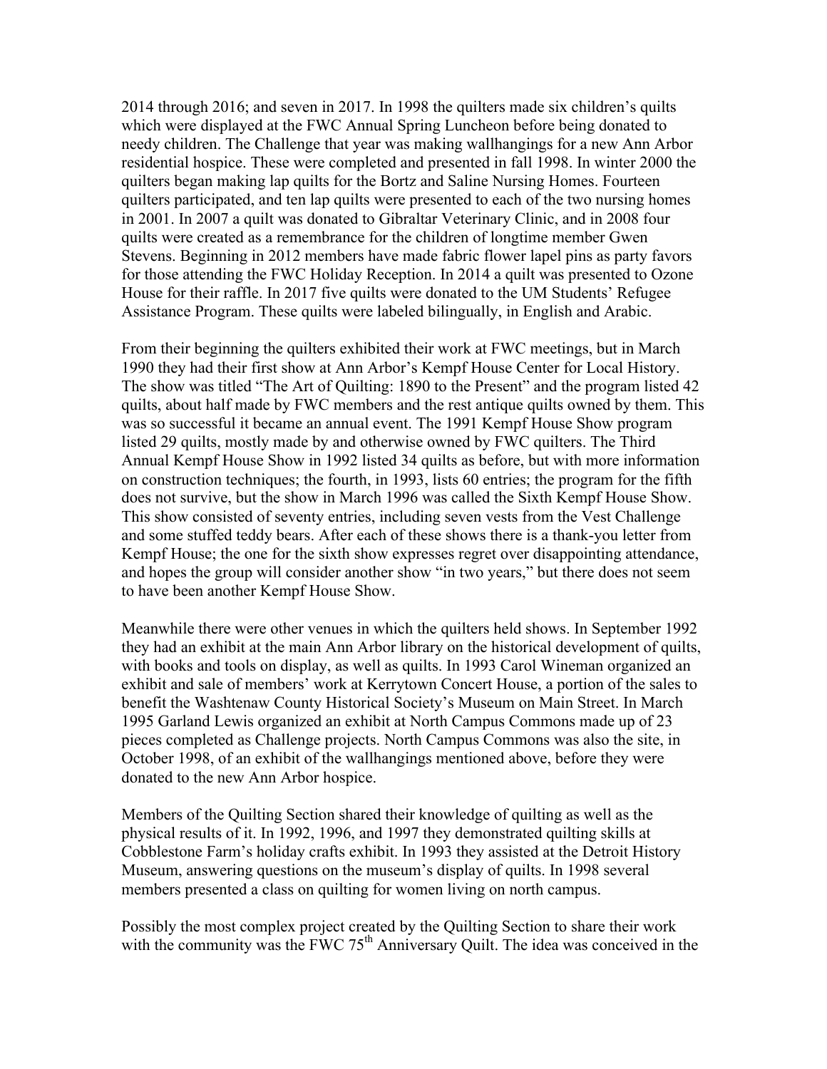2014 through 2016; and seven in 2017. In 1998 the quilters made six children's quilts which were displayed at the FWC Annual Spring Luncheon before being donated to needy children. The Challenge that year was making wallhangings for a new Ann Arbor residential hospice. These were completed and presented in fall 1998. In winter 2000 the quilters began making lap quilts for the Bortz and Saline Nursing Homes. Fourteen quilters participated, and ten lap quilts were presented to each of the two nursing homes in 2001. In 2007 a quilt was donated to Gibraltar Veterinary Clinic, and in 2008 four quilts were created as a remembrance for the children of longtime member Gwen Stevens. Beginning in 2012 members have made fabric flower lapel pins as party favors for those attending the FWC Holiday Reception. In 2014 a quilt was presented to Ozone House for their raffle. In 2017 five quilts were donated to the UM Students' Refugee Assistance Program. These quilts were labeled bilingually, in English and Arabic.

From their beginning the quilters exhibited their work at FWC meetings, but in March 1990 they had their first show at Ann Arbor's Kempf House Center for Local History. The show was titled "The Art of Quilting: 1890 to the Present" and the program listed 42 quilts, about half made by FWC members and the rest antique quilts owned by them. This was so successful it became an annual event. The 1991 Kempf House Show program listed 29 quilts, mostly made by and otherwise owned by FWC quilters. The Third Annual Kempf House Show in 1992 listed 34 quilts as before, but with more information on construction techniques; the fourth, in 1993, lists 60 entries; the program for the fifth does not survive, but the show in March 1996 was called the Sixth Kempf House Show. This show consisted of seventy entries, including seven vests from the Vest Challenge and some stuffed teddy bears. After each of these shows there is a thank-you letter from Kempf House; the one for the sixth show expresses regret over disappointing attendance, and hopes the group will consider another show "in two years," but there does not seem to have been another Kempf House Show.

Meanwhile there were other venues in which the quilters held shows. In September 1992 they had an exhibit at the main Ann Arbor library on the historical development of quilts, with books and tools on display, as well as quilts. In 1993 Carol Wineman organized an exhibit and sale of members' work at Kerrytown Concert House, a portion of the sales to benefit the Washtenaw County Historical Society's Museum on Main Street. In March 1995 Garland Lewis organized an exhibit at North Campus Commons made up of 23 pieces completed as Challenge projects. North Campus Commons was also the site, in October 1998, of an exhibit of the wallhangings mentioned above, before they were donated to the new Ann Arbor hospice.

Members of the Quilting Section shared their knowledge of quilting as well as the physical results of it. In 1992, 1996, and 1997 they demonstrated quilting skills at Cobblestone Farm's holiday crafts exhibit. In 1993 they assisted at the Detroit History Museum, answering questions on the museum's display of quilts. In 1998 several members presented a class on quilting for women living on north campus.

Possibly the most complex project created by the Quilting Section to share their work with the community was the FWC 75th Anniversary Quilt. The idea was conceived in the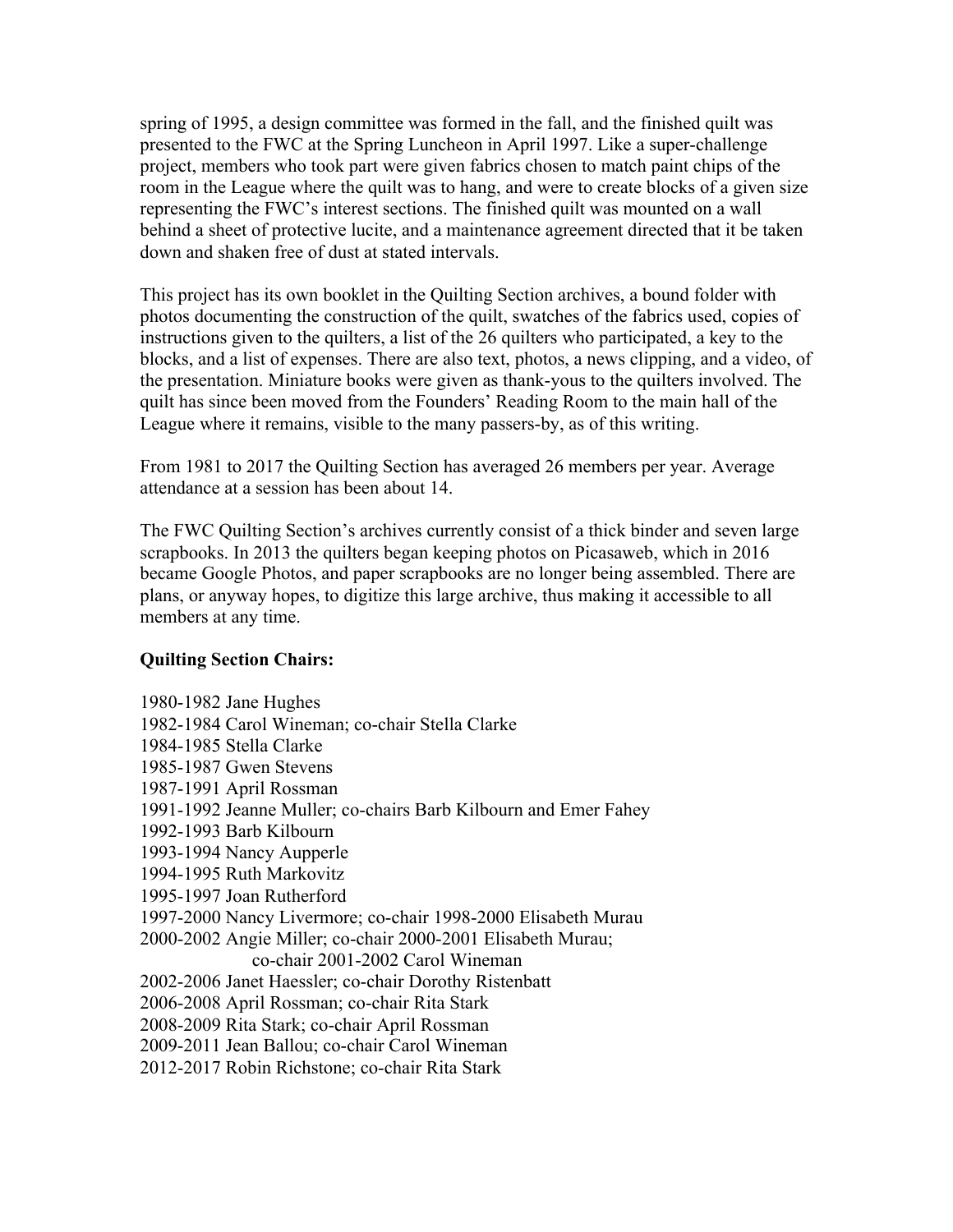spring of 1995, a design committee was formed in the fall, and the finished quilt was presented to the FWC at the Spring Luncheon in April 1997. Like a super-challenge project, members who took part were given fabrics chosen to match paint chips of the room in the League where the quilt was to hang, and were to create blocks of a given size representing the FWC's interest sections. The finished quilt was mounted on a wall behind a sheet of protective lucite, and a maintenance agreement directed that it be taken down and shaken free of dust at stated intervals.

This project has its own booklet in the Quilting Section archives, a bound folder with photos documenting the construction of the quilt, swatches of the fabrics used, copies of instructions given to the quilters, a list of the 26 quilters who participated, a key to the blocks, and a list of expenses. There are also text, photos, a news clipping, and a video, of the presentation. Miniature books were given as thank-yous to the quilters involved. The quilt has since been moved from the Founders' Reading Room to the main hall of the League where it remains, visible to the many passers-by, as of this writing.

From 1981 to 2017 the Quilting Section has averaged 26 members per year. Average attendance at a session has been about 14.

The FWC Quilting Section's archives currently consist of a thick binder and seven large scrapbooks. In 2013 the quilters began keeping photos on Picasaweb, which in 2016 became Google Photos, and paper scrapbooks are no longer being assembled. There are plans, or anyway hopes, to digitize this large archive, thus making it accessible to all members at any time.

**Quilting Section Chairs:**

1980-1982 Jane Hughes
1982-1984 Carol Wineman; co-chair Stella Clarke
1984-1985 Stella Clarke
1985-1987 Gwen Stevens
1987-1991 April Rossman
1991-1992 Jeanne Muller; co-chairs Barb Kilbourn and Emer Fahey
1992-1993 Barb Kilbourn
1993-1994 Nancy Aupperle
1994-1995 Ruth Markovitz
1995-1997 Joan Rutherford
1997-2000 Nancy Livermore; co-chair 1998-2000 Elisabeth Murau
2000-2002 Angie Miller; co-chair 2000-2001 Elisabeth Murau;
co-chair 2001-2002 Carol Wineman
2002-2006 Janet Haessler; co-chair Dorothy Ristenbatt
2006-2008 April Rossman; co-chair Rita Stark
2008-2009 Rita Stark; co-chair April Rossman
2009-2011 Jean Ballou; co-chair Carol Wineman
2012-2017 Robin Richstone; co-chair Rita Stark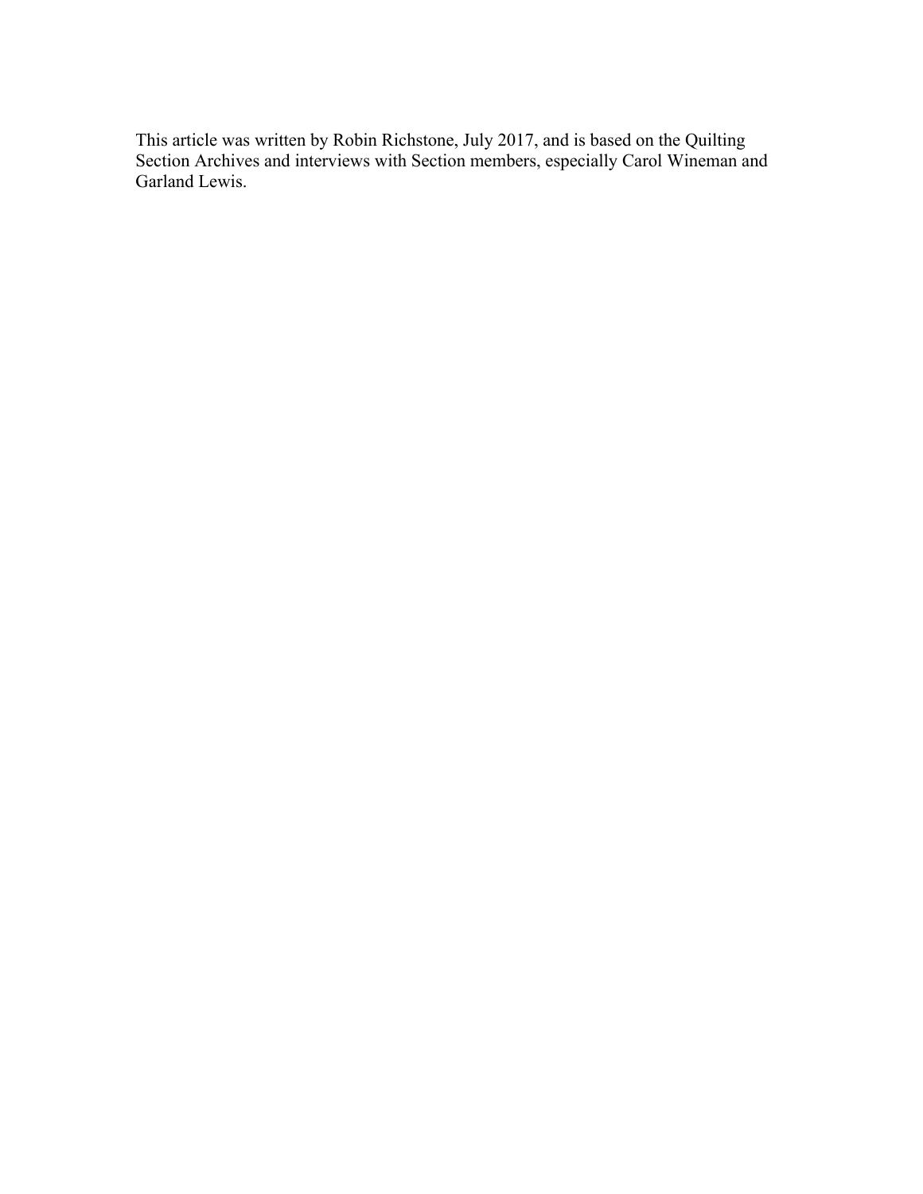This article was written by Robin Richstone, July 2017, and is based on the Quilting Section Archives and interviews with Section members, especially Carol Wineman and Garland Lewis.